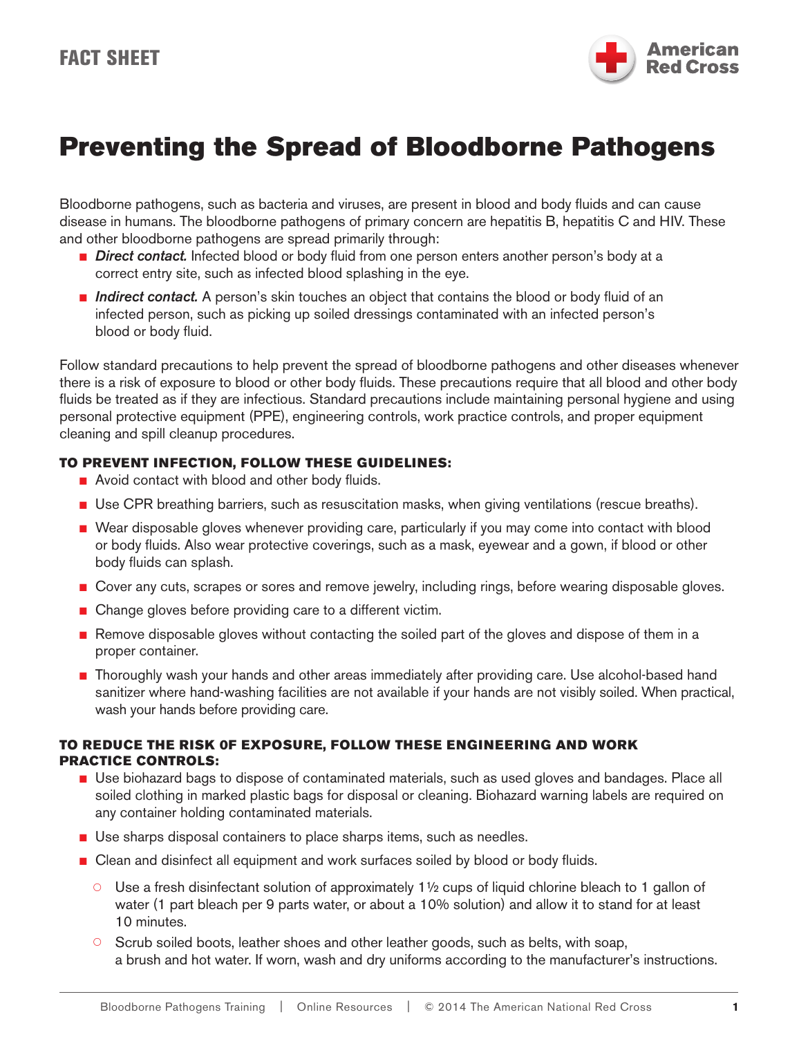FACT SHEET

# Preventing the Spread of Bloodborne Pathogens

Bloodborne pathogens, such as bacteria and viruses, are present in blood and body fluids and can cause disease in humans. The bloodborne pathogens of primary concern are hepatitis B, hepatitis C and HIV. These and other bloodborne pathogens are spread primarily through:

- ***Direct contact.*** Infected blood or body fluid from one person enters another person's body at a correct entry site, such as infected blood splashing in the eye.
- ***Indirect contact.*** A person's skin touches an object that contains the blood or body fluid of an infected person, such as picking up soiled dressings contaminated with an infected person's blood or body fluid.

Follow standard precautions to help prevent the spread of bloodborne pathogens and other diseases whenever there is a risk of exposure to blood or other body fluids. These precautions require that all blood and other body fluids be treated as if they are infectious. Standard precautions include maintaining personal hygiene and using personal protective equipment (PPE), engineering controls, work practice controls, and proper equipment cleaning and spill cleanup procedures.

### TO PREVENT INFECTION, FOLLOW THESE GUIDELINES:

- Avoid contact with blood and other body fluids.
- Use CPR breathing barriers, such as resuscitation masks, when giving ventilations (rescue breaths).
- Wear disposable gloves whenever providing care, particularly if you may come into contact with blood or body fluids. Also wear protective coverings, such as a mask, eyewear and a gown, if blood or other body fluids can splash.
- Cover any cuts, scrapes or sores and remove jewelry, including rings, before wearing disposable gloves.
- Change gloves before providing care to a different victim.
- Remove disposable gloves without contacting the soiled part of the gloves and dispose of them in a proper container.
- Thoroughly wash your hands and other areas immediately after providing care. Use alcohol-based hand sanitizer where hand-washing facilities are not available if your hands are not visibly soiled. When practical, wash your hands before providing care.

### TO REDUCE THE RISK OF EXPOSURE, FOLLOW THESE ENGINEERING AND WORK PRACTICE CONTROLS:

- Use biohazard bags to dispose of contaminated materials, such as used gloves and bandages. Place all soiled clothing in marked plastic bags for disposal or cleaning. Biohazard warning labels are required on any container holding contaminated materials.
- Use sharps disposal containers to place sharps items, such as needles.
- Clean and disinfect all equipment and work surfaces soiled by blood or body fluids.
  - Use a fresh disinfectant solution of approximately 1½ cups of liquid chlorine bleach to 1 gallon of water (1 part bleach per 9 parts water, or about a 10% solution) and allow it to stand for at least 10 minutes.
  - Scrub soiled boots, leather shoes and other leather goods, such as belts, with soap, a brush and hot water. If worn, wash and dry uniforms according to the manufacturer's instructions.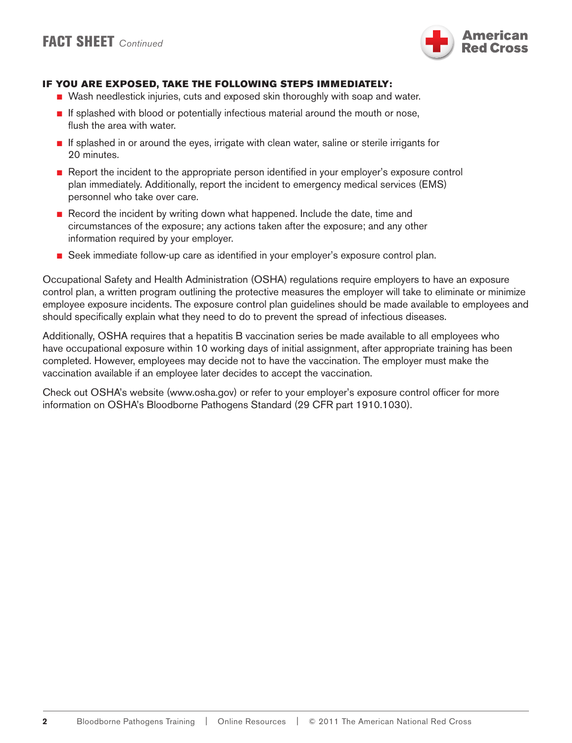**IF YOU ARE EXPOSED, TAKE THE FOLLOWING STEPS IMMEDIATELY:**

- Wash needlestick injuries, cuts and exposed skin thoroughly with soap and water.
- If splashed with blood or potentially infectious material around the mouth or nose, flush the area with water.
- If splashed in or around the eyes, irrigate with clean water, saline or sterile irrigants for 20 minutes.
- Report the incident to the appropriate person identified in your employer's exposure control plan immediately. Additionally, report the incident to emergency medical services (EMS) personnel who take over care.
- Record the incident by writing down what happened. Include the date, time and circumstances of the exposure; any actions taken after the exposure; and any other information required by your employer.
- Seek immediate follow-up care as identified in your employer's exposure control plan.

Occupational Safety and Health Administration (OSHA) regulations require employers to have an exposure control plan, a written program outlining the protective measures the employer will take to eliminate or minimize employee exposure incidents. The exposure control plan guidelines should be made available to employees and should specifically explain what they need to do to prevent the spread of infectious diseases.

Additionally, OSHA requires that a hepatitis B vaccination series be made available to all employees who have occupational exposure within 10 working days of initial assignment, after appropriate training has been completed. However, employees may decide not to have the vaccination. The employer must make the vaccination available if an employee later decides to accept the vaccination.

Check out OSHA's website (www.osha.gov) or refer to your employer's exposure control officer for more information on OSHA's Bloodborne Pathogens Standard (29 CFR part 1910.1030).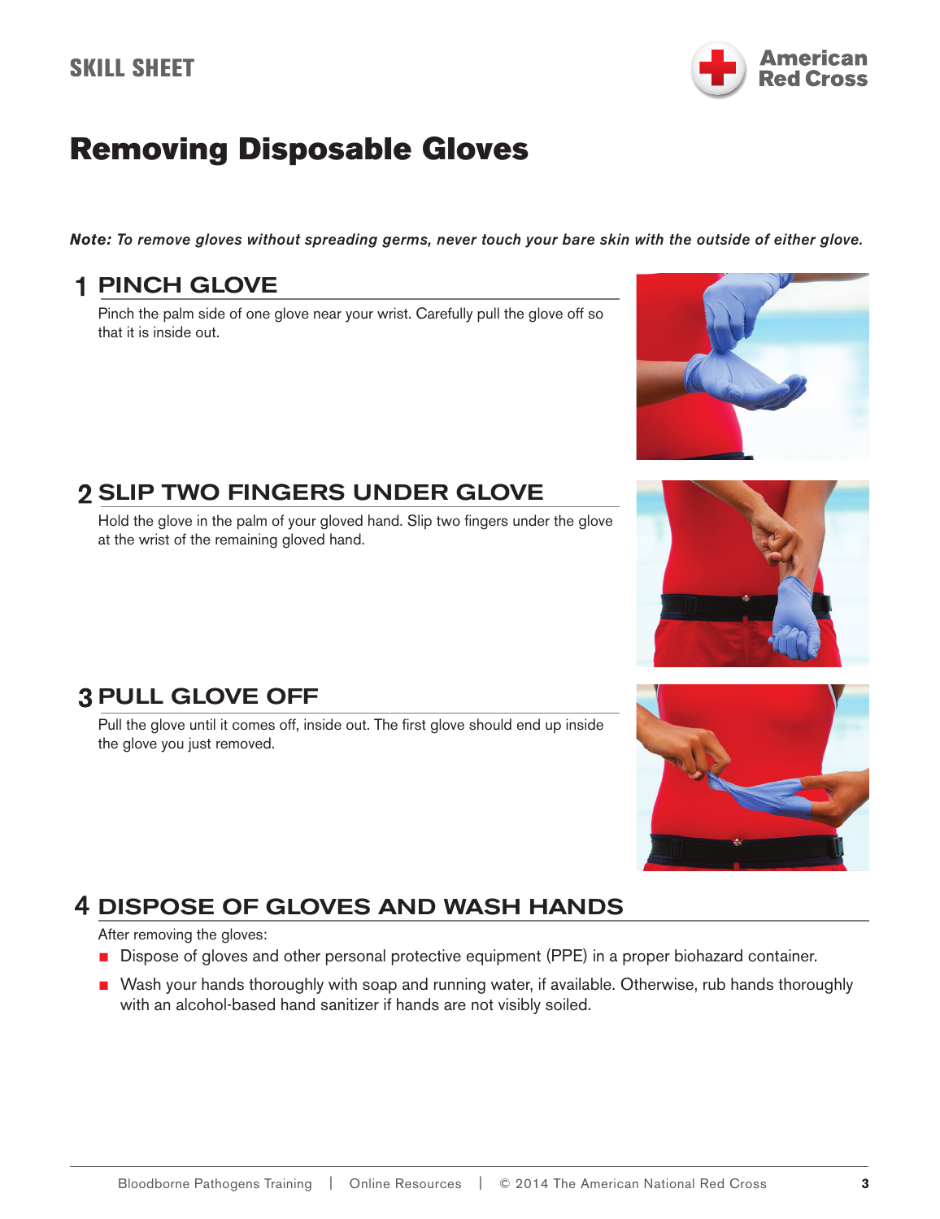SKILL SHEET

# Removing Disposable Gloves

***Note:** To remove gloves without spreading germs, never touch your bare skin with the outside of either glove.*

## 1 PINCH GLOVE

Pinch the palm side of one glove near your wrist. Carefully pull the glove off so that it is inside out.

## 2 SLIP TWO FINGERS UNDER GLOVE

Hold the glove in the palm of your gloved hand. Slip two fingers under the glove at the wrist of the remaining gloved hand.

## 3 PULL GLOVE OFF

Pull the glove until it comes off, inside out. The first glove should end up inside the glove you just removed.

## 4 DISPOSE OF GLOVES AND WASH HANDS

After removing the gloves:

- Dispose of gloves and other personal protective equipment (PPE) in a proper biohazard container.
- Wash your hands thoroughly with soap and running water, if available. Otherwise, rub hands thoroughly with an alcohol-based hand sanitizer if hands are not visibly soiled.